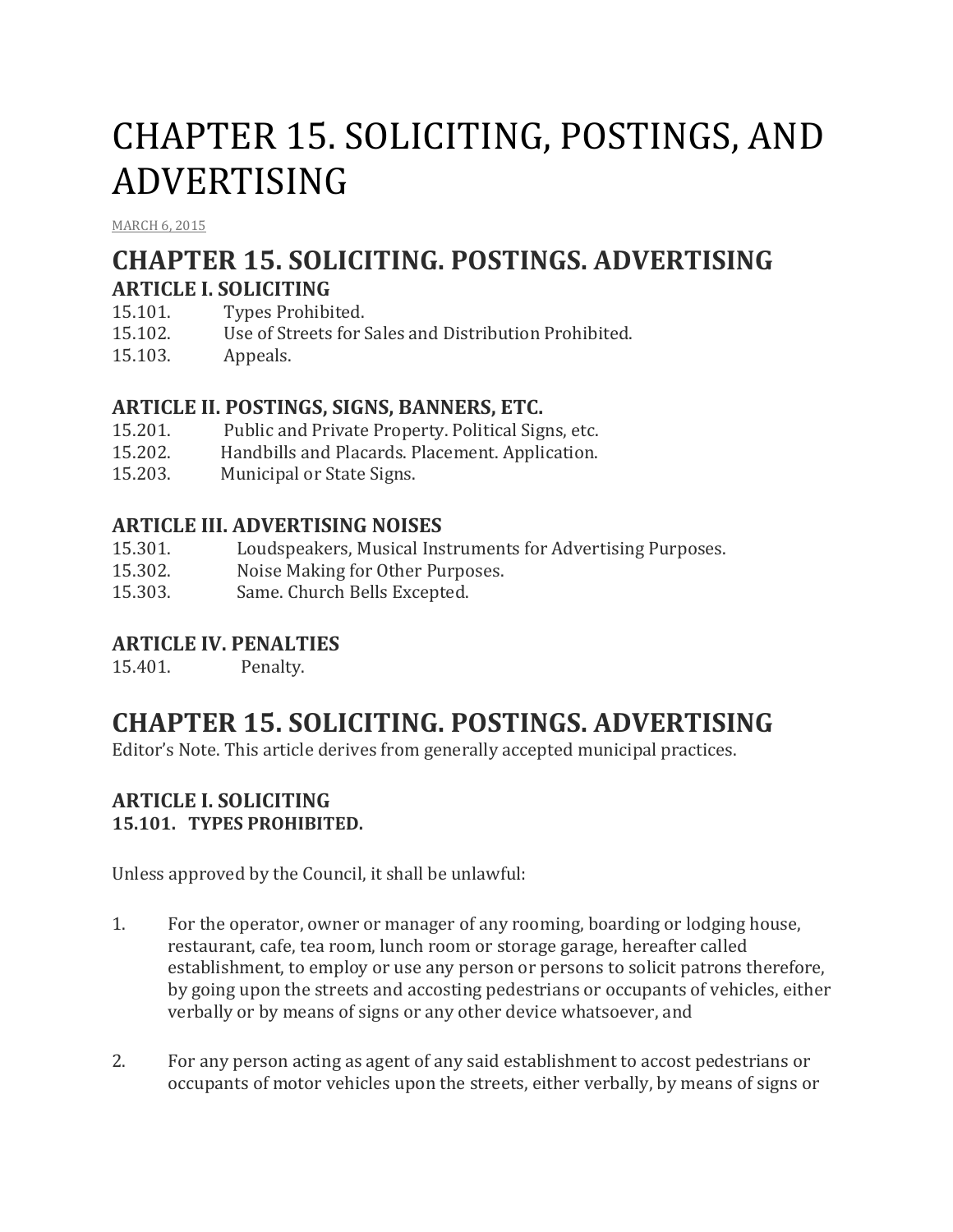# CHAPTER 15. SOLICITING, POSTINGS, AND ADVERTISING

MARCH 6, 2015

## CHAPTER 15. SOLICITING. POSTINGS. ADVERTISING

### ARTICLE I. SOLICITING

15.101. Types Prohibited.
15.102. Use of Streets for Sales and Distribution Prohibited.
15.103. Appeals.

### ARTICLE II. POSTINGS, SIGNS, BANNERS, ETC.

15.201. Public and Private Property. Political Signs, etc.
15.202. Handbills and Placards. Placement. Application.
15.203. Municipal or State Signs.

### ARTICLE III. ADVERTISING NOISES

15.301. Loudspeakers, Musical Instruments for Advertising Purposes.
15.302. Noise Making for Other Purposes.
15.303. Same. Church Bells Excepted.

### ARTICLE IV. PENALTIES

15.401. Penalty.

## CHAPTER 15. SOLICITING. POSTINGS. ADVERTISING

Editor's Note. This article derives from generally accepted municipal practices.

### ARTICLE I. SOLICITING

**15.101. TYPES PROHIBITED.**

Unless approved by the Council, it shall be unlawful:

1. For the operator, owner or manager of any rooming, boarding or lodging house, restaurant, cafe, tea room, lunch room or storage garage, hereafter called establishment, to employ or use any person or persons to solicit patrons therefore, by going upon the streets and accosting pedestrians or occupants of vehicles, either verbally or by means of signs or any other device whatsoever, and

2. For any person acting as agent of any said establishment to accost pedestrians or occupants of motor vehicles upon the streets, either verbally, by means of signs or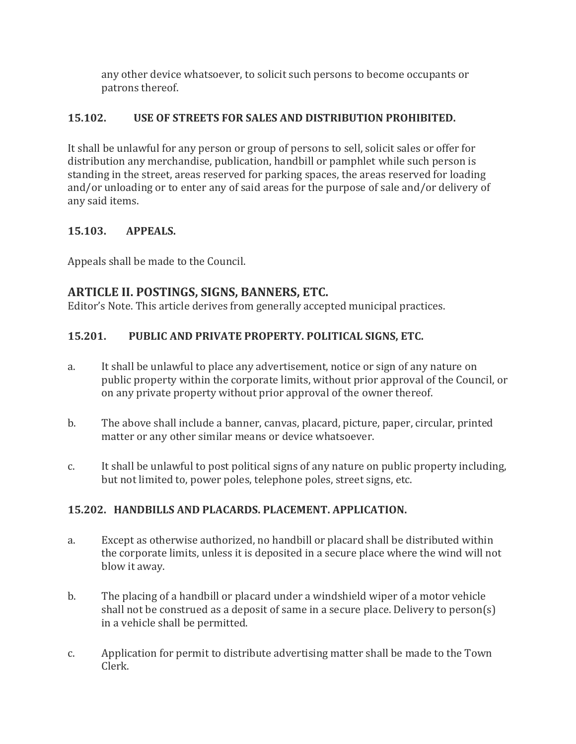any other device whatsoever, to solicit such persons to become occupants or patrons thereof.

### 15.102. USE OF STREETS FOR SALES AND DISTRIBUTION PROHIBITED.

It shall be unlawful for any person or group of persons to sell, solicit sales or offer for distribution any merchandise, publication, handbill or pamphlet while such person is standing in the street, areas reserved for parking spaces, the areas reserved for loading and/or unloading or to enter any of said areas for the purpose of sale and/or delivery of any said items.

### 15.103. APPEALS.

Appeals shall be made to the Council.

## ARTICLE II. POSTINGS, SIGNS, BANNERS, ETC.

Editor's Note. This article derives from generally accepted municipal practices.

### 15.201. PUBLIC AND PRIVATE PROPERTY. POLITICAL SIGNS, ETC.

a. It shall be unlawful to place any advertisement, notice or sign of any nature on public property within the corporate limits, without prior approval of the Council, or on any private property without prior approval of the owner thereof.

b. The above shall include a banner, canvas, placard, picture, paper, circular, printed matter or any other similar means or device whatsoever.

c. It shall be unlawful to post political signs of any nature on public property including, but not limited to, power poles, telephone poles, street signs, etc.

### 15.202. HANDBILLS AND PLACARDS. PLACEMENT. APPLICATION.

a. Except as otherwise authorized, no handbill or placard shall be distributed within the corporate limits, unless it is deposited in a secure place where the wind will not blow it away.

b. The placing of a handbill or placard under a windshield wiper of a motor vehicle shall not be construed as a deposit of same in a secure place. Delivery to person(s) in a vehicle shall be permitted.

c. Application for permit to distribute advertising matter shall be made to the Town Clerk.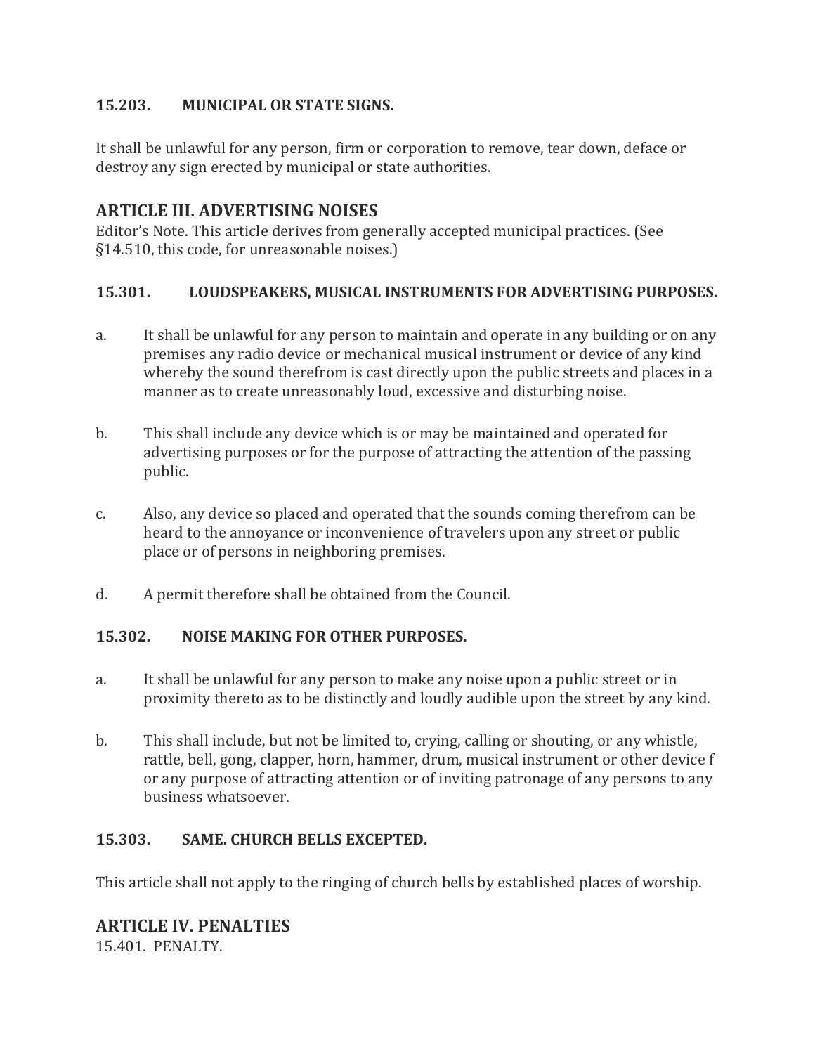### 15.203. MUNICIPAL OR STATE SIGNS.

It shall be unlawful for any person, firm or corporation to remove, tear down, deface or destroy any sign erected by municipal or state authorities.

## ARTICLE III. ADVERTISING NOISES

Editor's Note. This article derives from generally accepted municipal practices. (See §14.510, this code, for unreasonable noises.)

### 15.301. LOUDSPEAKERS, MUSICAL INSTRUMENTS FOR ADVERTISING PURPOSES.

a. It shall be unlawful for any person to maintain and operate in any building or on any premises any radio device or mechanical musical instrument or device of any kind whereby the sound therefrom is cast directly upon the public streets and places in a manner as to create unreasonably loud, excessive and disturbing noise.

b. This shall include any device which is or may be maintained and operated for advertising purposes or for the purpose of attracting the attention of the passing public.

c. Also, any device so placed and operated that the sounds coming therefrom can be heard to the annoyance or inconvenience of travelers upon any street or public place or of persons in neighboring premises.

d. A permit therefore shall be obtained from the Council.

### 15.302. NOISE MAKING FOR OTHER PURPOSES.

a. It shall be unlawful for any person to make any noise upon a public street or in proximity thereto as to be distinctly and loudly audible upon the street by any kind.

b. This shall include, but not be limited to, crying, calling or shouting, or any whistle, rattle, bell, gong, clapper, horn, hammer, drum, musical instrument or other device f or any purpose of attracting attention or of inviting patronage of any persons to any business whatsoever.

### 15.303. SAME. CHURCH BELLS EXCEPTED.

This article shall not apply to the ringing of church bells by established places of worship.

## ARTICLE IV. PENALTIES

15.401. PENALTY.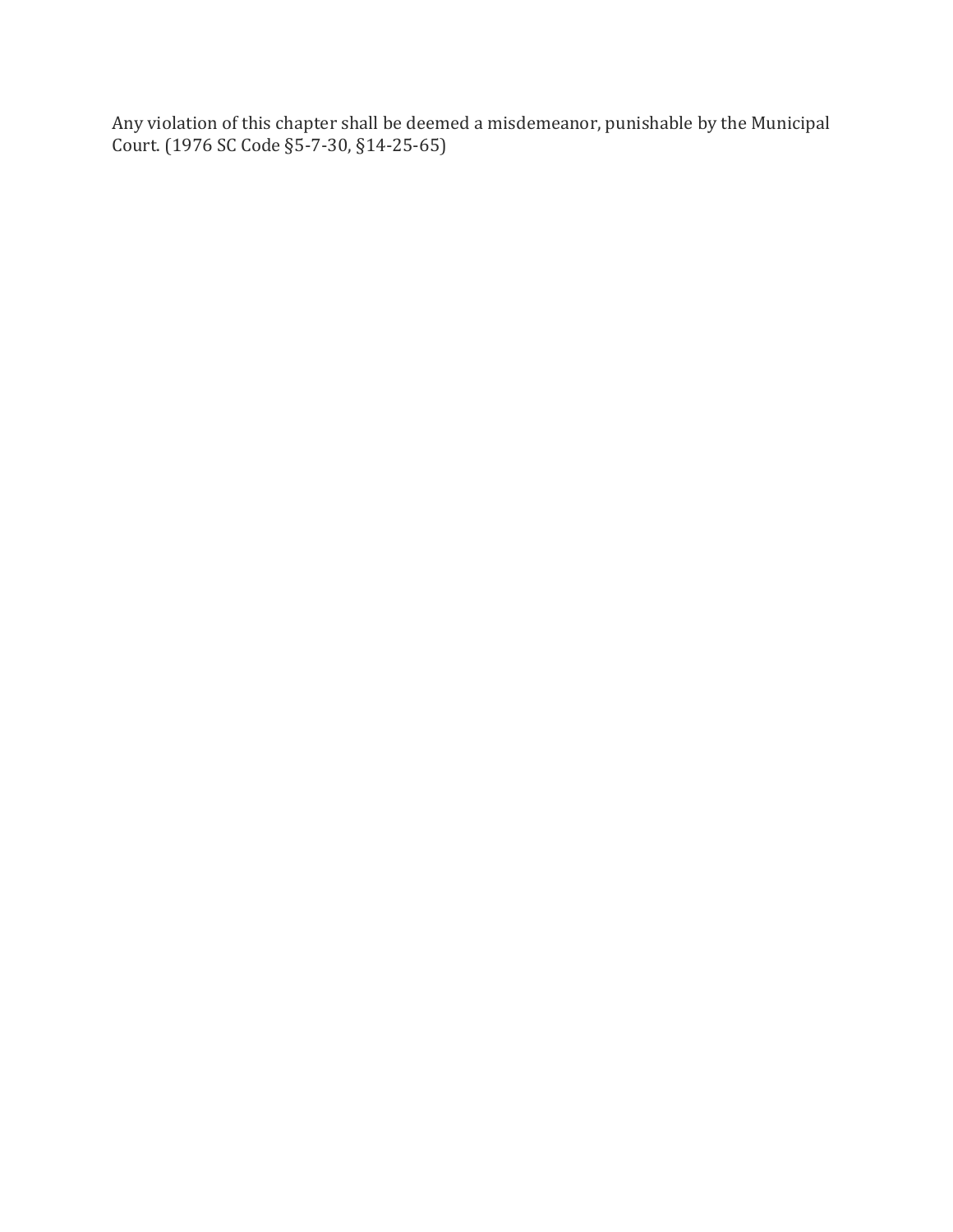Any violation of this chapter shall be deemed a misdemeanor, punishable by the Municipal Court. (1976 SC Code §5-7-30, §14-25-65)